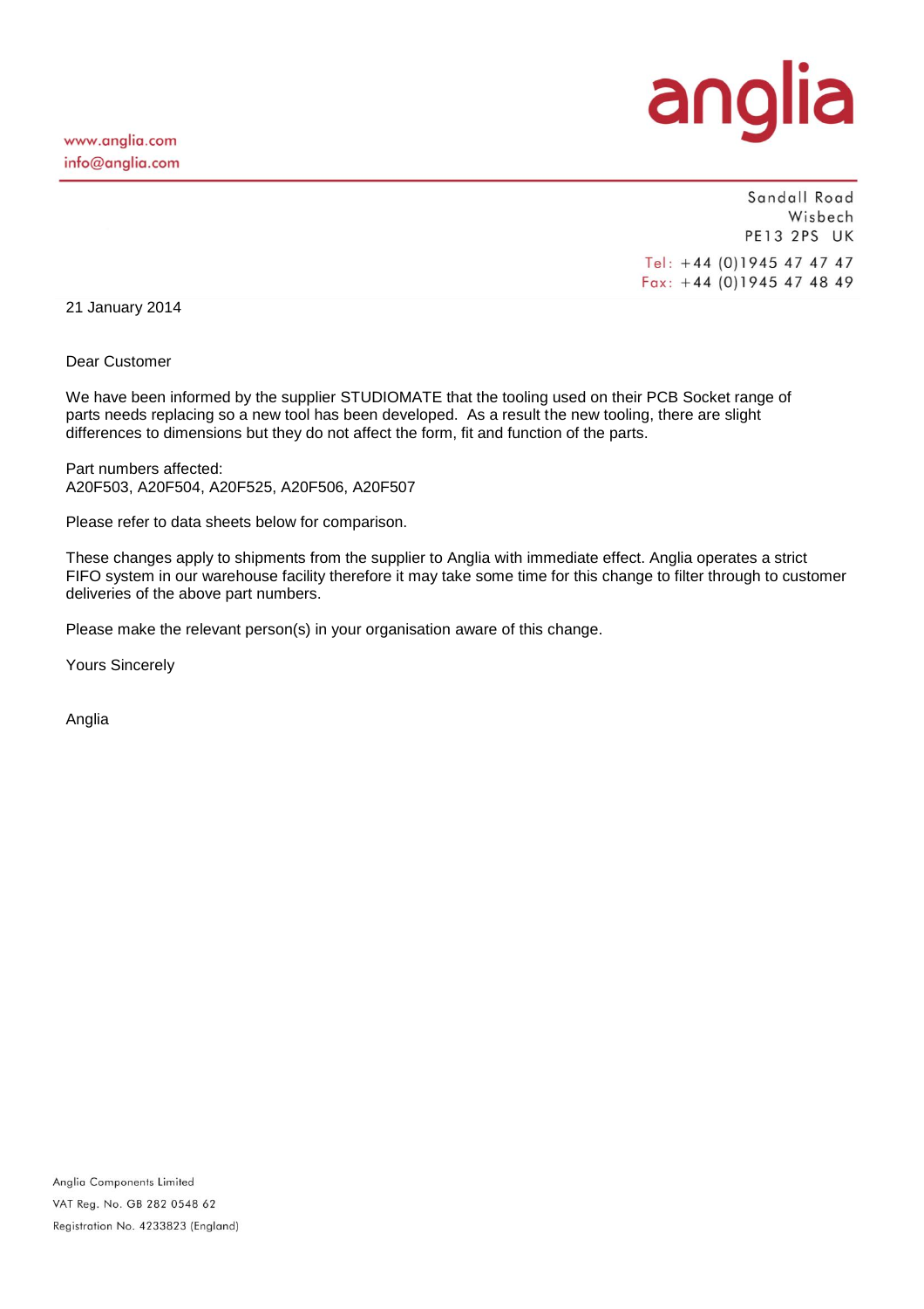anglia

www.anglia.com
info@anglia.com

Sandall Road
Wisbech
PE13 2PS UK

Tel: +44 (0)1945 47 47 47
Fax: +44 (0)1945 47 48 49

21 January 2014

Dear Customer

We have been informed by the supplier STUDIOMATE that the tooling used on their PCB Socket range of parts needs replacing so a new tool has been developed. As a result the new tooling, there are slight differences to dimensions but they do not affect the form, fit and function of the parts.

Part numbers affected:
A20F503, A20F504, A20F525, A20F506, A20F507

Please refer to data sheets below for comparison.

These changes apply to shipments from the supplier to Anglia with immediate effect. Anglia operates a strict FIFO system in our warehouse facility therefore it may take some time for this change to filter through to customer deliveries of the above part numbers.

Please make the relevant person(s) in your organisation aware of this change.

Yours Sincerely

Anglia

Anglia Components Limited
VAT Reg. No. GB 282 0548 62
Registration No. 4233823 (England)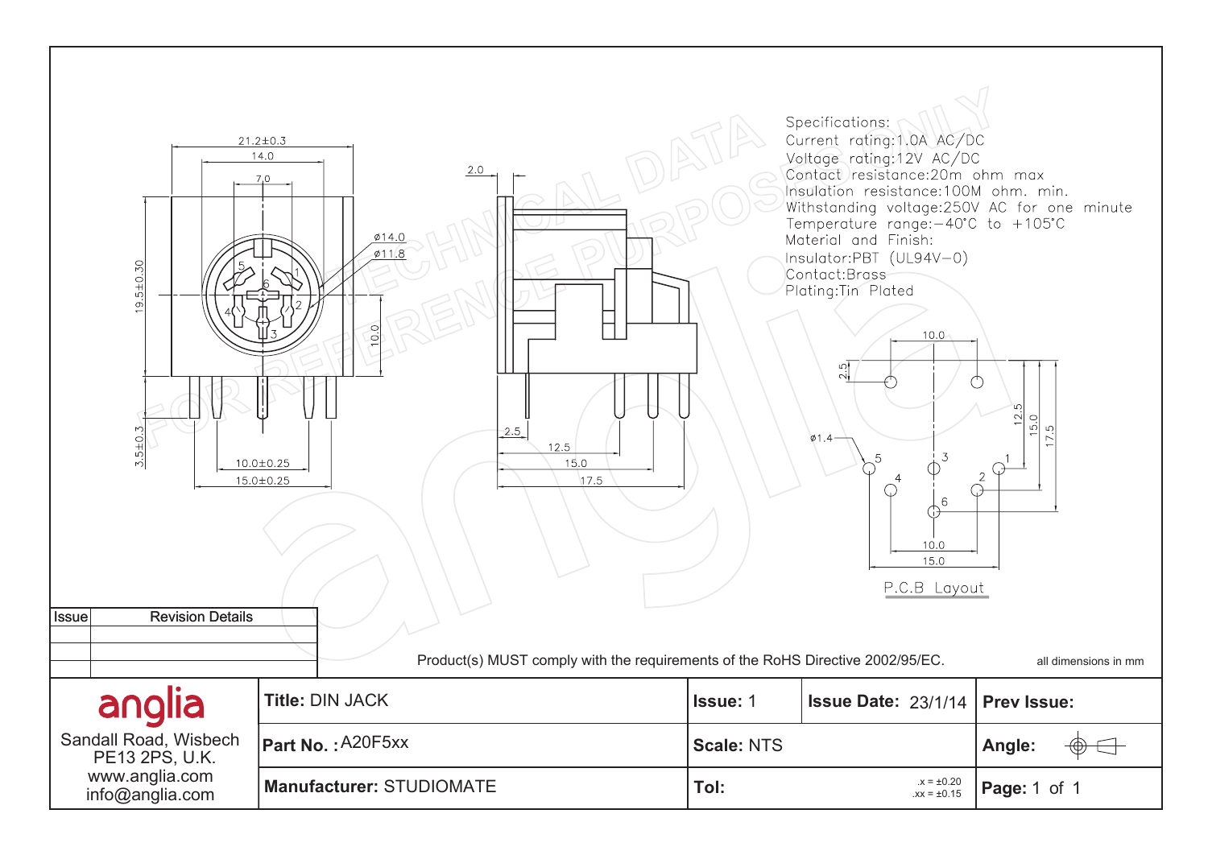Specifications:
Current rating:1.0A AC/DC
Voltage rating:12V AC/DC
Contact resistance:20m ohm max
Insulation resistance:100M ohm. min.
Withstanding voltage:250V AC for one minute
Temperature range:−40°C to +105°C
Material and Finish:
Insulator:PBT (UL94V−0)
Contact:Brass
Plating:Tin Plated

P.C.B Layout

| Issue | Revision Details |
| --- | --- |
| | |
| | |
| | |

Product(s) MUST comply with the requirements of the RoHS Directive 2002/95/EC.

all dimensions in mm

| anglia<br>Sandall Road, Wisbech<br>PE13 2PS, U.K.<br>www.anglia.com<br>info@anglia.com | Title: DIN JACK | Issue: 1 | Issue Date: 23/1/14 | Prev Issue: |
| --- | --- | --- | --- | --- |
| | Part No. : A20F5xx | Scale: NTS | | Angle: |
| | Manufacturer: STUDIOMATE | Tol: | .x = ±0.20<br>.xx = ±0.15 | Page: 1 of 1 |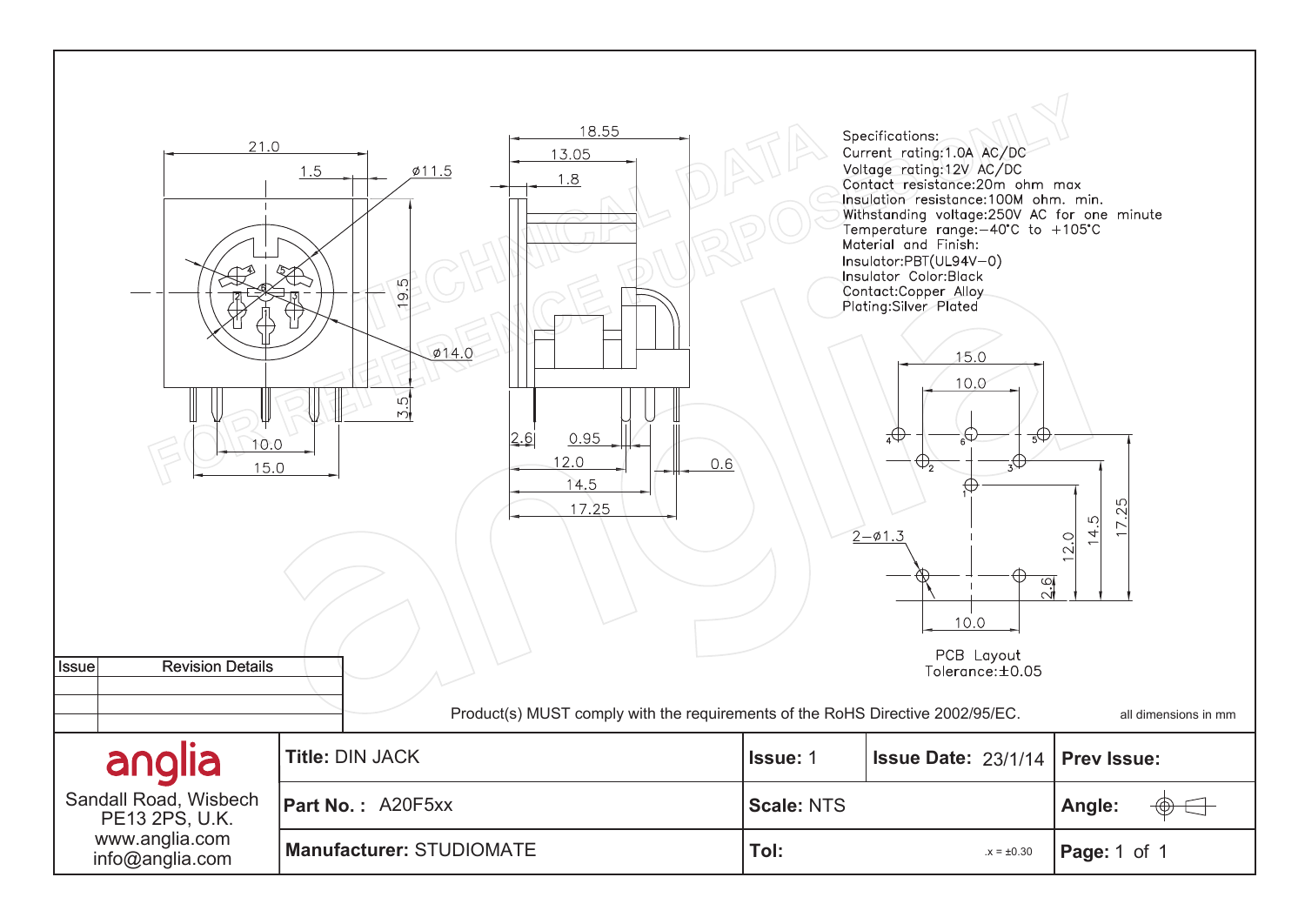Specifications:
Current rating:1.0A AC/DC
Voltage rating:12V AC/DC
Contact resistance:20m ohm max
Insulation resistance:100M ohm. min.
Withstanding voltage:250V AC for one minute
Temperature range:−40°C to +105°C
Material and Finish:
Insulator:PBT(UL94V−0)
Insulator Color:Black
Contact:Copper Alloy
Plating:Silver Plated

21.0
1.5
ø11.5
19.5
ø14.0
3.5
10.0
15.0

18.55
13.05
1.8
2.6
0.95
12.0
14.5
17.25
0.6

15.0
10.0
2−ø1.3
12.0
14.5
17.25
2.6
10.0

PCB Layout
Tolerance:±0.05

| Issue | Revision Details |
|---|---|
| | |
| | |
| | |

Product(s) MUST comply with the requirements of the RoHS Directive 2002/95/EC.

all dimensions in mm

| | | | | |
|---|---|---|---|---|
| anglia<br>Sandall Road, Wisbech<br>PE13 2PS, U.K.<br>www.anglia.com<br>info@anglia.com | **Title:** DIN JACK | **Issue:** 1 | **Issue Date:** 23/1/14 | **Prev Issue:** |
| | **Part No. :** A20F5xx | **Scale:** NTS | | **Angle:** |
| | **Manufacturer:** STUDIOMATE | **Tol:** | .x = ±0.30 | **Page:** 1 of 1 |